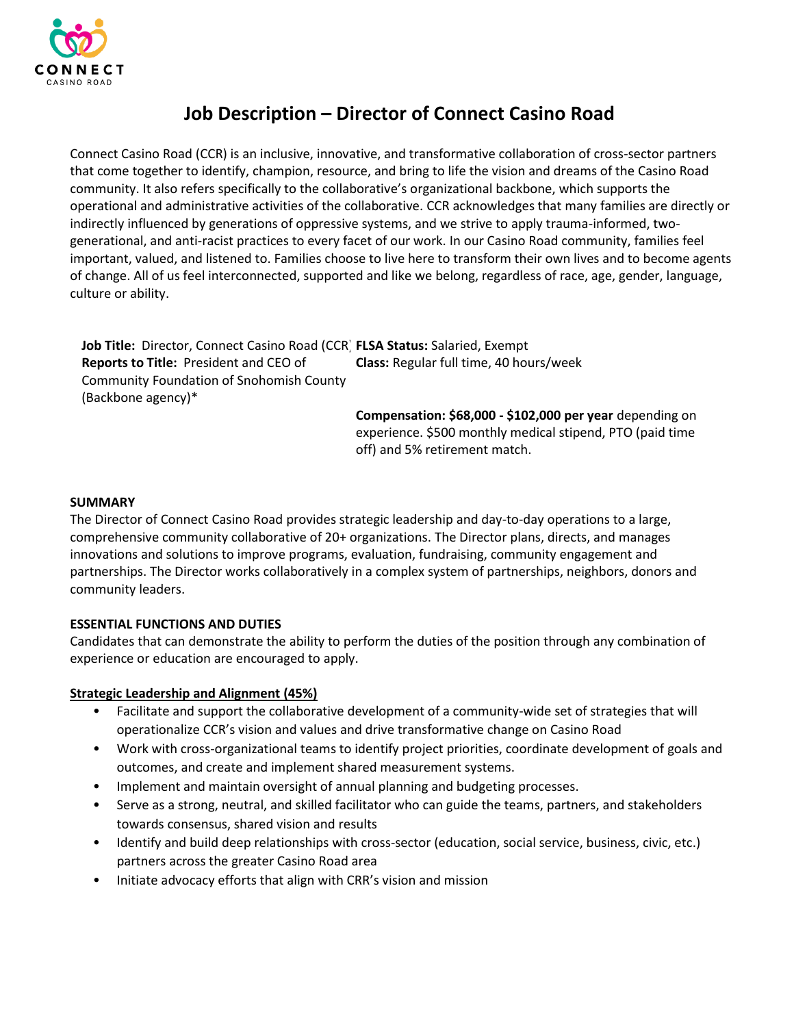CONNECT
CASINO ROAD

# Job Description – Director of Connect Casino Road

Connect Casino Road (CCR) is an inclusive, innovative, and transformative collaboration of cross-sector partners that come together to identify, champion, resource, and bring to life the vision and dreams of the Casino Road community. It also refers specifically to the collaborative's organizational backbone, which supports the operational and administrative activities of the collaborative. CCR acknowledges that many families are directly or indirectly influenced by generations of oppressive systems, and we strive to apply trauma-informed, two-generational, and anti-racist practices to every facet of our work. In our Casino Road community, families feel important, valued, and listened to. Families choose to live here to transform their own lives and to become agents of change. All of us feel interconnected, supported and like we belong, regardless of race, age, gender, language, culture or ability.

**Job Title:** Director, Connect Casino Road (CCR)
**Reports to Title:** President and CEO of Community Foundation of Snohomish County (Backbone agency)*

**FLSA Status:** Salaried, Exempt
**Class:** Regular full time, 40 hours/week

**Compensation: $68,000 - $102,000 per year** depending on experience. $500 monthly medical stipend, PTO (paid time off) and 5% retirement match.

**SUMMARY**

The Director of Connect Casino Road provides strategic leadership and day-to-day operations to a large, comprehensive community collaborative of 20+ organizations. The Director plans, directs, and manages innovations and solutions to improve programs, evaluation, fundraising, community engagement and partnerships. The Director works collaboratively in a complex system of partnerships, neighbors, donors and community leaders.

**ESSENTIAL FUNCTIONS AND DUTIES**

Candidates that can demonstrate the ability to perform the duties of the position through any combination of experience or education are encouraged to apply.

**Strategic Leadership and Alignment (45%)**

- Facilitate and support the collaborative development of a community-wide set of strategies that will operationalize CCR's vision and values and drive transformative change on Casino Road
- Work with cross-organizational teams to identify project priorities, coordinate development of goals and outcomes, and create and implement shared measurement systems.
- Implement and maintain oversight of annual planning and budgeting processes.
- Serve as a strong, neutral, and skilled facilitator who can guide the teams, partners, and stakeholders towards consensus, shared vision and results
- Identify and build deep relationships with cross-sector (education, social service, business, civic, etc.) partners across the greater Casino Road area
- Initiate advocacy efforts that align with CRR's vision and mission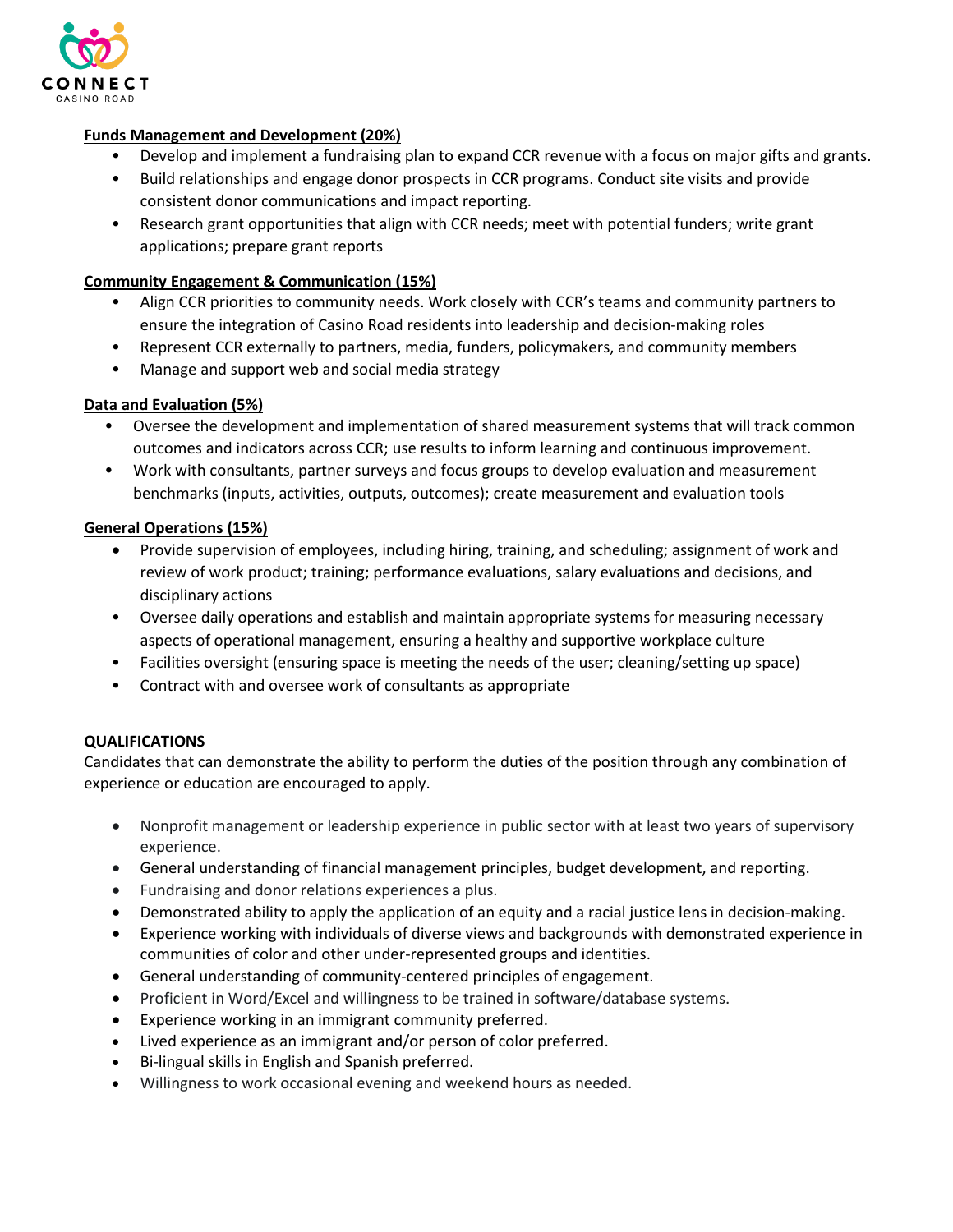**Funds Management and Development (20%)**

- Develop and implement a fundraising plan to expand CCR revenue with a focus on major gifts and grants.
- Build relationships and engage donor prospects in CCR programs. Conduct site visits and provide consistent donor communications and impact reporting.
- Research grant opportunities that align with CCR needs; meet with potential funders; write grant applications; prepare grant reports

**Community Engagement & Communication (15%)**

- Align CCR priorities to community needs. Work closely with CCR's teams and community partners to ensure the integration of Casino Road residents into leadership and decision-making roles
- Represent CCR externally to partners, media, funders, policymakers, and community members
- Manage and support web and social media strategy

**Data and Evaluation (5%)**

- Oversee the development and implementation of shared measurement systems that will track common outcomes and indicators across CCR; use results to inform learning and continuous improvement.
- Work with consultants, partner surveys and focus groups to develop evaluation and measurement benchmarks (inputs, activities, outputs, outcomes); create measurement and evaluation tools

**General Operations (15%)**

- Provide supervision of employees, including hiring, training, and scheduling; assignment of work and review of work product; training; performance evaluations, salary evaluations and decisions, and disciplinary actions
- Oversee daily operations and establish and maintain appropriate systems for measuring necessary aspects of operational management, ensuring a healthy and supportive workplace culture
- Facilities oversight (ensuring space is meeting the needs of the user; cleaning/setting up space)
- Contract with and oversee work of consultants as appropriate

**QUALIFICATIONS**

Candidates that can demonstrate the ability to perform the duties of the position through any combination of experience or education are encouraged to apply.

- Nonprofit management or leadership experience in public sector with at least two years of supervisory experience.
- General understanding of financial management principles, budget development, and reporting.
- Fundraising and donor relations experiences a plus.
- Demonstrated ability to apply the application of an equity and a racial justice lens in decision-making.
- Experience working with individuals of diverse views and backgrounds with demonstrated experience in communities of color and other under-represented groups and identities.
- General understanding of community-centered principles of engagement.
- Proficient in Word/Excel and willingness to be trained in software/database systems.
- Experience working in an immigrant community preferred.
- Lived experience as an immigrant and/or person of color preferred.
- Bi-lingual skills in English and Spanish preferred.
- Willingness to work occasional evening and weekend hours as needed.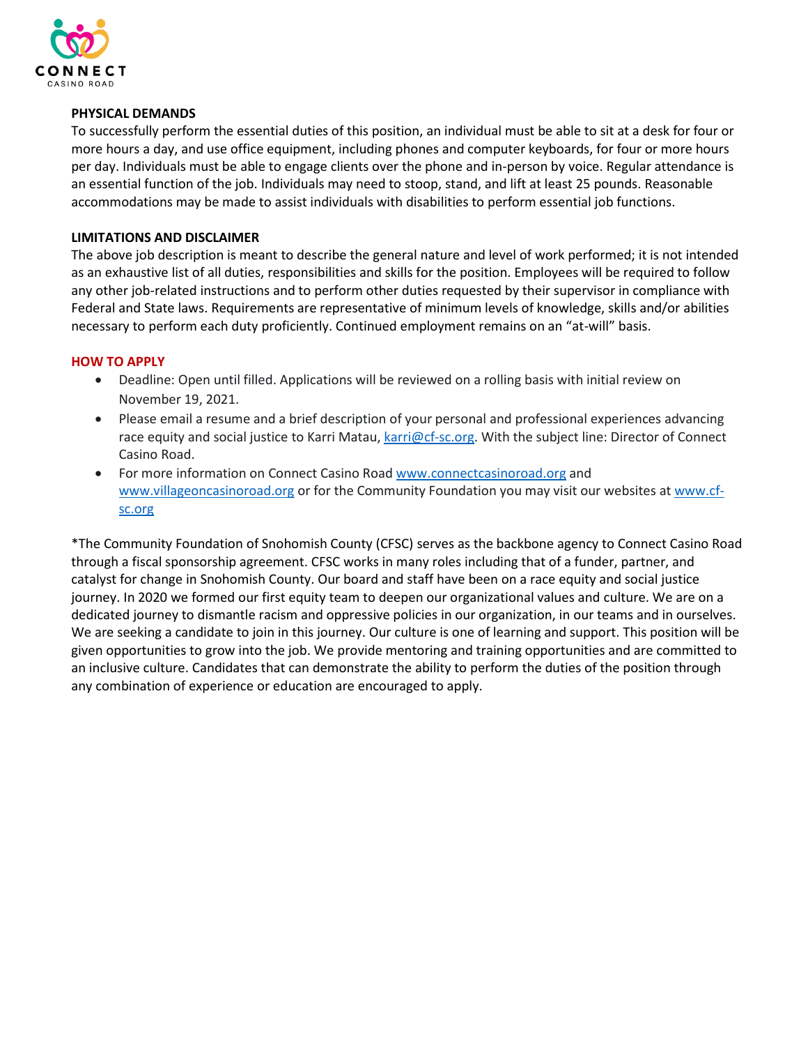**PHYSICAL DEMANDS**

To successfully perform the essential duties of this position, an individual must be able to sit at a desk for four or more hours a day, and use office equipment, including phones and computer keyboards, for four or more hours per day. Individuals must be able to engage clients over the phone and in-person by voice. Regular attendance is an essential function of the job. Individuals may need to stoop, stand, and lift at least 25 pounds. Reasonable accommodations may be made to assist individuals with disabilities to perform essential job functions.

**LIMITATIONS AND DISCLAIMER**

The above job description is meant to describe the general nature and level of work performed; it is not intended as an exhaustive list of all duties, responsibilities and skills for the position. Employees will be required to follow any other job-related instructions and to perform other duties requested by their supervisor in compliance with Federal and State laws. Requirements are representative of minimum levels of knowledge, skills and/or abilities necessary to perform each duty proficiently. Continued employment remains on an "at-will" basis.

**HOW TO APPLY**

- Deadline: Open until filled. Applications will be reviewed on a rolling basis with initial review on November 19, 2021.
- Please email a resume and a brief description of your personal and professional experiences advancing race equity and social justice to Karri Matau, karri@cf-sc.org. With the subject line: Director of Connect Casino Road.
- For more information on Connect Casino Road www.connectcasinoroad.org and www.villageoncasinoroad.org or for the Community Foundation you may visit our websites at www.cf-sc.org

*The Community Foundation of Snohomish County (CFSC) serves as the backbone agency to Connect Casino Road through a fiscal sponsorship agreement. CFSC works in many roles including that of a funder, partner, and catalyst for change in Snohomish County. Our board and staff have been on a race equity and social justice journey. In 2020 we formed our first equity team to deepen our organizational values and culture. We are on a dedicated journey to dismantle racism and oppressive policies in our organization, in our teams and in ourselves. We are seeking a candidate to join in this journey. Our culture is one of learning and support. This position will be given opportunities to grow into the job. We provide mentoring and training opportunities and are committed to an inclusive culture. Candidates that can demonstrate the ability to perform the duties of the position through any combination of experience or education are encouraged to apply.